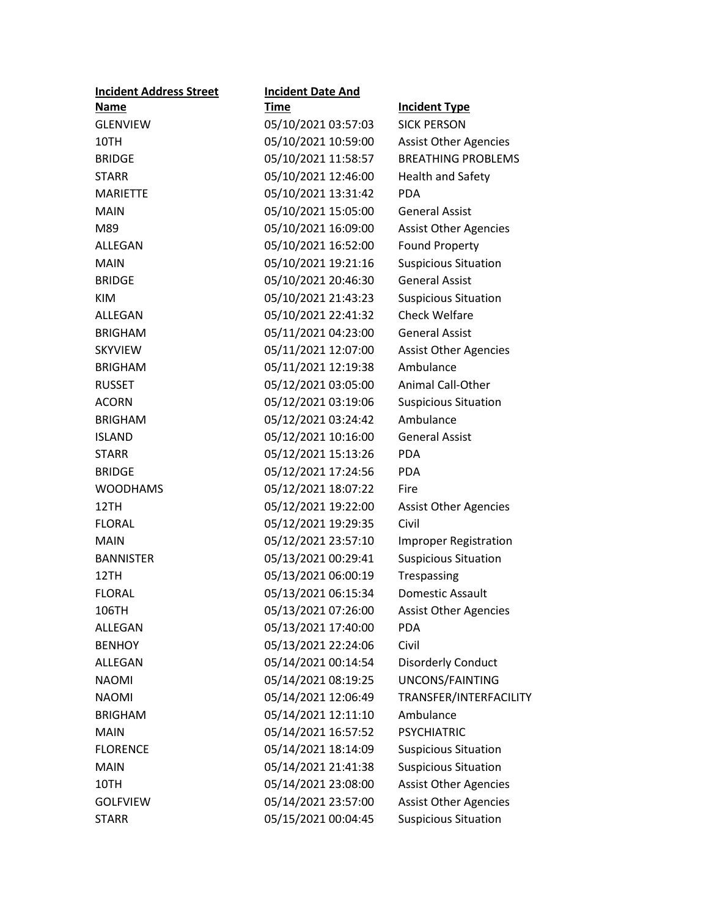| Incident Address Street Name | Incident Date And Time | Incident Type |
|---|---|---|
| GLENVIEW | 05/10/2021 03:57:03 | SICK PERSON |
| 10TH | 05/10/2021 10:59:00 | Assist Other Agencies |
| BRIDGE | 05/10/2021 11:58:57 | BREATHING PROBLEMS |
| STARR | 05/10/2021 12:46:00 | Health and Safety |
| MARIETTE | 05/10/2021 13:31:42 | PDA |
| MAIN | 05/10/2021 15:05:00 | General Assist |
| M89 | 05/10/2021 16:09:00 | Assist Other Agencies |
| ALLEGAN | 05/10/2021 16:52:00 | Found Property |
| MAIN | 05/10/2021 19:21:16 | Suspicious Situation |
| BRIDGE | 05/10/2021 20:46:30 | General Assist |
| KIM | 05/10/2021 21:43:23 | Suspicious Situation |
| ALLEGAN | 05/10/2021 22:41:32 | Check Welfare |
| BRIGHAM | 05/11/2021 04:23:00 | General Assist |
| SKYVIEW | 05/11/2021 12:07:00 | Assist Other Agencies |
| BRIGHAM | 05/11/2021 12:19:38 | Ambulance |
| RUSSET | 05/12/2021 03:05:00 | Animal Call-Other |
| ACORN | 05/12/2021 03:19:06 | Suspicious Situation |
| BRIGHAM | 05/12/2021 03:24:42 | Ambulance |
| ISLAND | 05/12/2021 10:16:00 | General Assist |
| STARR | 05/12/2021 15:13:26 | PDA |
| BRIDGE | 05/12/2021 17:24:56 | PDA |
| WOODHAMS | 05/12/2021 18:07:22 | Fire |
| 12TH | 05/12/2021 19:22:00 | Assist Other Agencies |
| FLORAL | 05/12/2021 19:29:35 | Civil |
| MAIN | 05/12/2021 23:57:10 | Improper Registration |
| BANNISTER | 05/13/2021 00:29:41 | Suspicious Situation |
| 12TH | 05/13/2021 06:00:19 | Trespassing |
| FLORAL | 05/13/2021 06:15:34 | Domestic Assault |
| 106TH | 05/13/2021 07:26:00 | Assist Other Agencies |
| ALLEGAN | 05/13/2021 17:40:00 | PDA |
| BENHOY | 05/13/2021 22:24:06 | Civil |
| ALLEGAN | 05/14/2021 00:14:54 | Disorderly Conduct |
| NAOMI | 05/14/2021 08:19:25 | UNCONS/FAINTING |
| NAOMI | 05/14/2021 12:06:49 | TRANSFER/INTERFACILITY |
| BRIGHAM | 05/14/2021 12:11:10 | Ambulance |
| MAIN | 05/14/2021 16:57:52 | PSYCHIATRIC |
| FLORENCE | 05/14/2021 18:14:09 | Suspicious Situation |
| MAIN | 05/14/2021 21:41:38 | Suspicious Situation |
| 10TH | 05/14/2021 23:08:00 | Assist Other Agencies |
| GOLFVIEW | 05/14/2021 23:57:00 | Assist Other Agencies |
| STARR | 05/15/2021 00:04:45 | Suspicious Situation |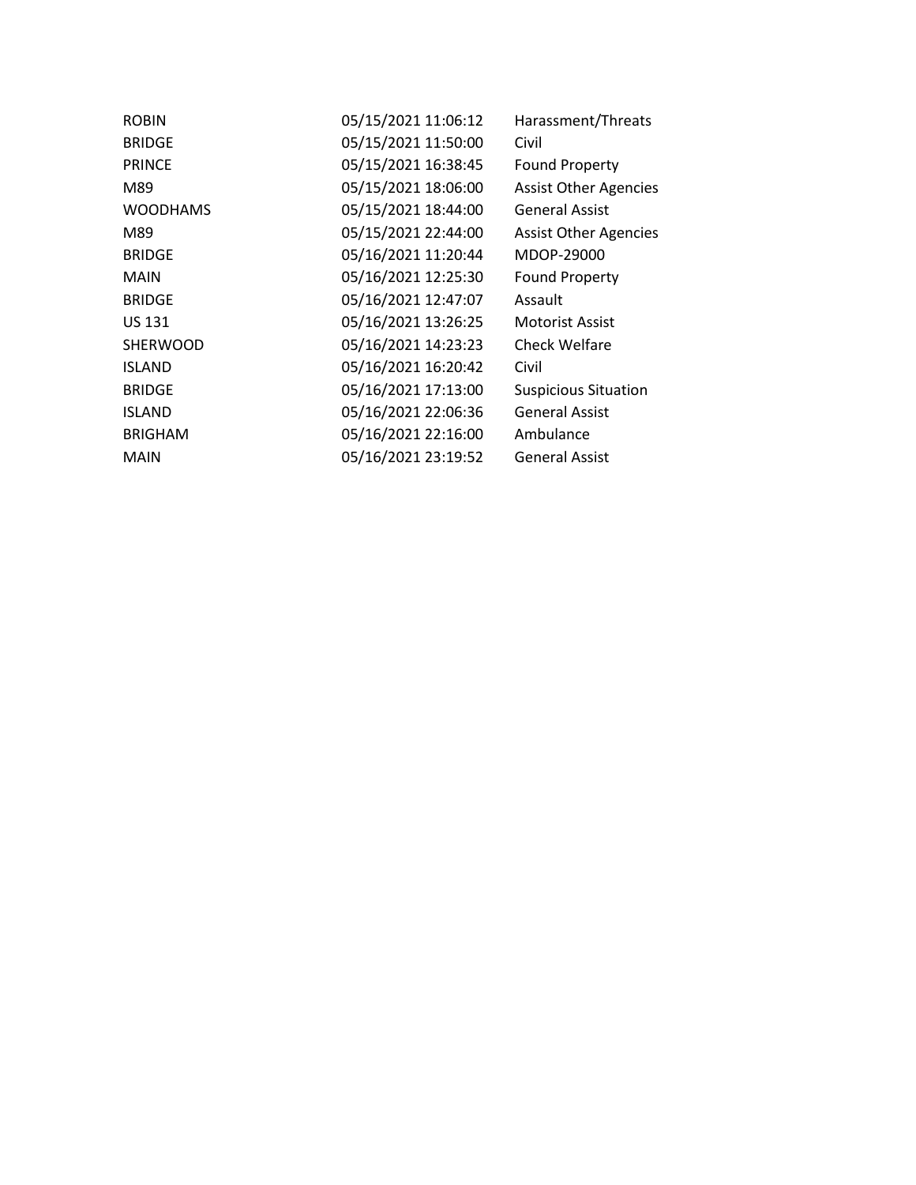| | | |
|---|---|---|
| ROBIN | 05/15/2021 11:06:12 | Harassment/Threats |
| BRIDGE | 05/15/2021 11:50:00 | Civil |
| PRINCE | 05/15/2021 16:38:45 | Found Property |
| M89 | 05/15/2021 18:06:00 | Assist Other Agencies |
| WOODHAMS | 05/15/2021 18:44:00 | General Assist |
| M89 | 05/15/2021 22:44:00 | Assist Other Agencies |
| BRIDGE | 05/16/2021 11:20:44 | MDOP-29000 |
| MAIN | 05/16/2021 12:25:30 | Found Property |
| BRIDGE | 05/16/2021 12:47:07 | Assault |
| US 131 | 05/16/2021 13:26:25 | Motorist Assist |
| SHERWOOD | 05/16/2021 14:23:23 | Check Welfare |
| ISLAND | 05/16/2021 16:20:42 | Civil |
| BRIDGE | 05/16/2021 17:13:00 | Suspicious Situation |
| ISLAND | 05/16/2021 22:06:36 | General Assist |
| BRIGHAM | 05/16/2021 22:16:00 | Ambulance |
| MAIN | 05/16/2021 23:19:52 | General Assist |